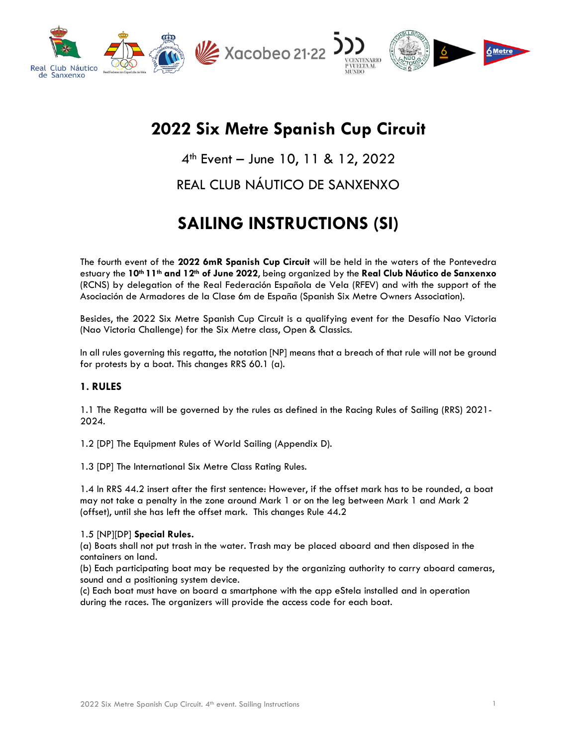# 2022 Six Metre Spanish Cup Circuit

4th Event – June 10, 11 & 12, 2022

REAL CLUB NÁUTICO DE SANXENXO

# SAILING INSTRUCTIONS (SI)

The fourth event of the **2022 6mR Spanish Cup Circuit** will be held in the waters of the Pontevedra estuary the **10th 11th and 12th of June 2022**, being organized by the **Real Club Náutico de Sanxenxo** (RCNS) by delegation of the Real Federación Española de Vela (RFEV) and with the support of the Asociación de Armadores de la Clase 6m de España (Spanish Six Metre Owners Association).

Besides, the 2022 Six Metre Spanish Cup Circuit is a qualifying event for the Desafío Nao Victoria (Nao Victoria Challenge) for the Six Metre class, Open & Classics.

In all rules governing this regatta, the notation [NP] means that a breach of that rule will not be ground for protests by a boat. This changes RRS 60.1 (a).

## 1. RULES

1.1 The Regatta will be governed by the rules as defined in the Racing Rules of Sailing (RRS) 2021-2024.

1.2 [DP] The Equipment Rules of World Sailing (Appendix D).

1.3 [DP] The International Six Metre Class Rating Rules.

1.4 In RRS 44.2 insert after the first sentence: However, if the offset mark has to be rounded, a boat may not take a penalty in the zone around Mark 1 or on the leg between Mark 1 and Mark 2 (offset), until she has left the offset mark. This changes Rule 44.2

1.5 [NP][DP] **Special Rules.**
(a) Boats shall not put trash in the water. Trash may be placed aboard and then disposed in the containers on land.
(b) Each participating boat may be requested by the organizing authority to carry aboard cameras, sound and a positioning system device.
(c) Each boat must have on board a smartphone with the app eStela installed and in operation during the races. The organizers will provide the access code for each boat.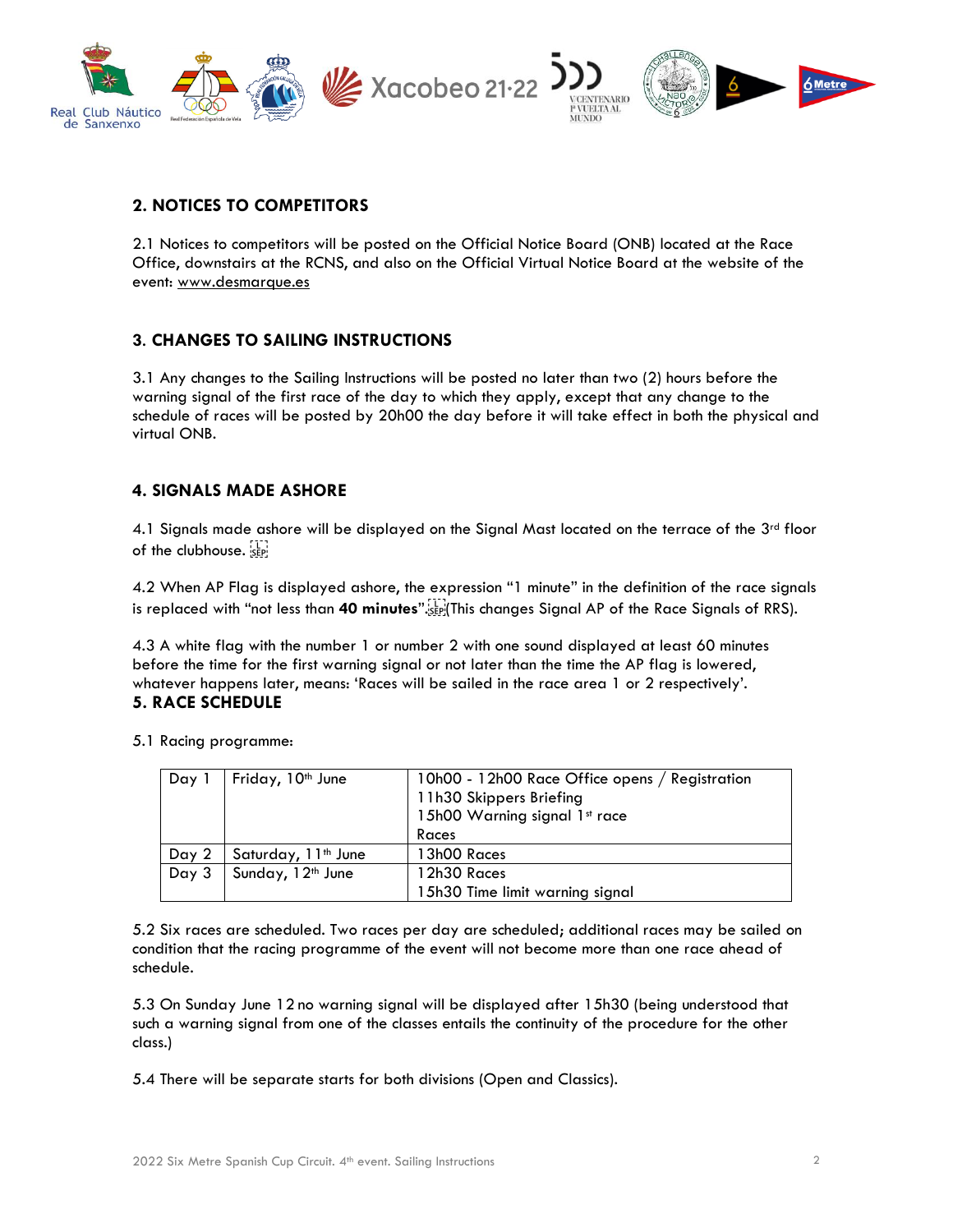## 2. NOTICES TO COMPETITORS

2.1 Notices to competitors will be posted on the Official Notice Board (ONB) located at the Race Office, downstairs at the RCNS, and also on the Official Virtual Notice Board at the website of the event: www.desmarque.es

## 3. CHANGES TO SAILING INSTRUCTIONS

3.1 Any changes to the Sailing Instructions will be posted no later than two (2) hours before the warning signal of the first race of the day to which they apply, except that any change to the schedule of races will be posted by 20h00 the day before it will take effect in both the physical and virtual ONB.

## 4. SIGNALS MADE ASHORE

4.1 Signals made ashore will be displayed on the Signal Mast located on the terrace of the 3rd floor of the clubhouse.

4.2 When AP Flag is displayed ashore, the expression "1 minute" in the definition of the race signals is replaced with "not less than **40 minutes**". (This changes Signal AP of the Race Signals of RRS).

4.3 A white flag with the number 1 or number 2 with one sound displayed at least 60 minutes before the time for the first warning signal or not later than the time the AP flag is lowered, whatever happens later, means: 'Races will be sailed in the race area 1 or 2 respectively'.

## 5. RACE SCHEDULE

5.1 Racing programme:

| | | |
|---|---|---|
| Day 1 | Friday, 10th June | 10h00 - 12h00 Race Office opens / Registration<br>11h30 Skippers Briefing<br>15h00 Warning signal 1st race<br>Races |
| Day 2 | Saturday, 11th June | 13h00 Races |
| Day 3 | Sunday, 12th June | 12h30 Races<br>15h30 Time limit warning signal |

5.2 Six races are scheduled. Two races per day are scheduled; additional races may be sailed on condition that the racing programme of the event will not become more than one race ahead of schedule.

5.3 On Sunday June 12 no warning signal will be displayed after 15h30 (being understood that such a warning signal from one of the classes entails the continuity of the procedure for the other class.)

5.4 There will be separate starts for both divisions (Open and Classics).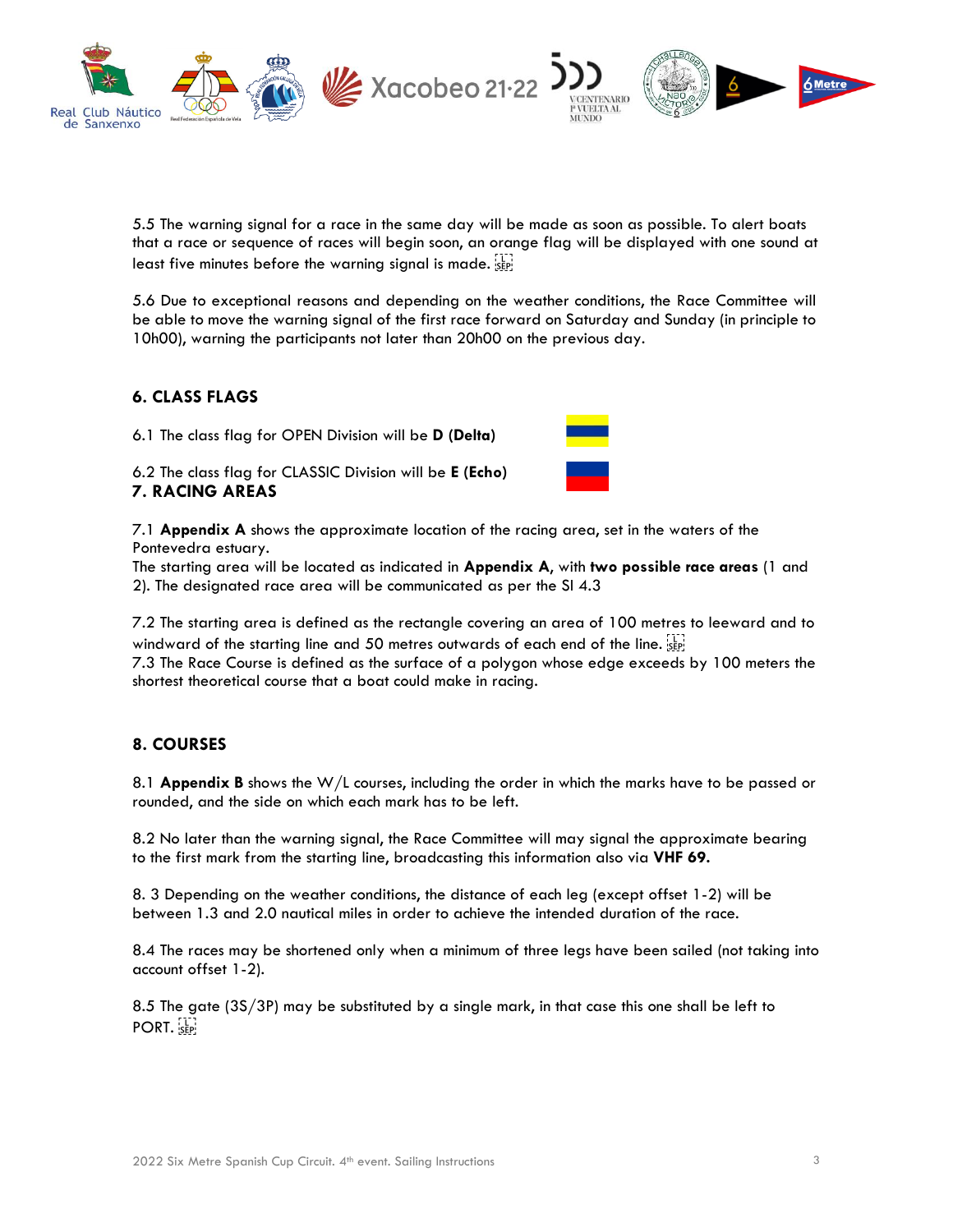5.5 The warning signal for a race in the same day will be made as soon as possible. To alert boats that a race or sequence of races will begin soon, an orange flag will be displayed with one sound at least five minutes before the warning signal is made.

5.6 Due to exceptional reasons and depending on the weather conditions, the Race Committee will be able to move the warning signal of the first race forward on Saturday and Sunday (in principle to 10h00), warning the participants not later than 20h00 on the previous day.

## 6. CLASS FLAGS

6.1 The class flag for OPEN Division will be **D (Delta)**

6.2 The class flag for CLASSIC Division will be **E (Echo)**

## 7. RACING AREAS

7.1 **Appendix A** shows the approximate location of the racing area, set in the waters of the Pontevedra estuary.
The starting area will be located as indicated in **Appendix A**, with **two possible race areas** (1 and 2). The designated race area will be communicated as per the SI 4.3

7.2 The starting area is defined as the rectangle covering an area of 100 metres to leeward and to windward of the starting line and 50 metres outwards of each end of the line.
7.3 The Race Course is defined as the surface of a polygon whose edge exceeds by 100 meters the shortest theoretical course that a boat could make in racing.

## 8. COURSES

8.1 **Appendix B** shows the W/L courses, including the order in which the marks have to be passed or rounded, and the side on which each mark has to be left.

8.2 No later than the warning signal, the Race Committee will may signal the approximate bearing to the first mark from the starting line, broadcasting this information also via **VHF 69.**

8. 3 Depending on the weather conditions, the distance of each leg (except offset 1-2) will be between 1.3 and 2.0 nautical miles in order to achieve the intended duration of the race.

8.4 The races may be shortened only when a minimum of three legs have been sailed (not taking into account offset 1-2).

8.5 The gate (3S/3P) may be substituted by a single mark, in that case this one shall be left to PORT.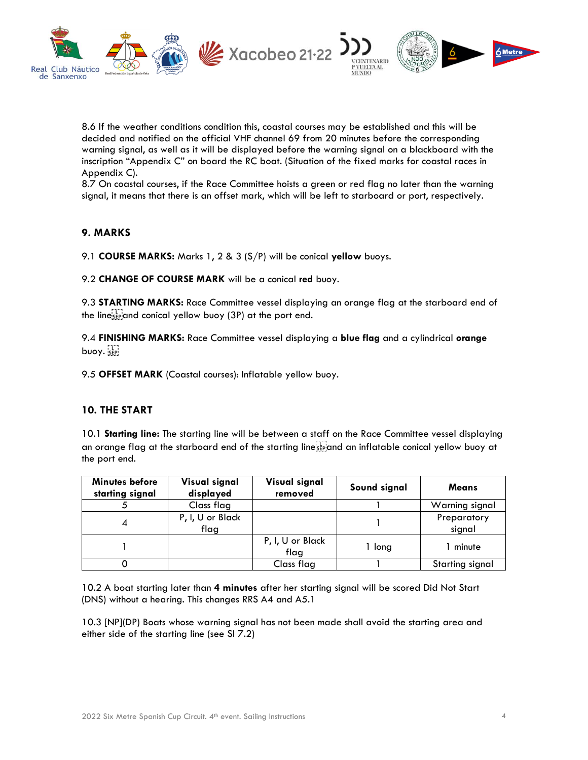8.6 If the weather conditions condition this, coastal courses may be established and this will be decided and notified on the official VHF channel 69 from 20 minutes before the corresponding warning signal, as well as it will be displayed before the warning signal on a blackboard with the inscription "Appendix C" on board the RC boat. (Situation of the fixed marks for coastal races in Appendix C).
8.7 On coastal courses, if the Race Committee hoists a green or red flag no later than the warning signal, it means that there is an offset mark, which will be left to starboard or port, respectively.

## 9. MARKS

9.1 **COURSE MARKS:** Marks 1, 2 & 3 (S/P) will be conical **yellow** buoys.

9.2 **CHANGE OF COURSE MARK** will be a conical **red** buoy.

9.3 **STARTING MARKS:** Race Committee vessel displaying an orange flag at the starboard end of the line and conical yellow buoy (3P) at the port end.

9.4 **FINISHING MARKS:** Race Committee vessel displaying a **blue flag** and a cylindrical **orange** buoy.

9.5 **OFFSET MARK** (Coastal courses): Inflatable yellow buoy.

## 10. THE START

10.1 **Starting line:** The starting line will be between a staff on the Race Committee vessel displaying an orange flag at the starboard end of the starting line and an inflatable conical yellow buoy at the port end.

| Minutes before starting signal | Visual signal displayed | Visual signal removed | Sound signal | Means |
|---|---|---|---|---|
| 5 | Class flag | | 1 | Warning signal |
| 4 | P, I, U or Black flag | | 1 | Preparatory signal |
| 1 | | P, I, U or Black flag | 1 long | 1 minute |
| 0 | | Class flag | 1 | Starting signal |

10.2 A boat starting later than **4 minutes** after her starting signal will be scored Did Not Start (DNS) without a hearing. This changes RRS A4 and A5.1

10.3 [NP](DP) Boats whose warning signal has not been made shall avoid the starting area and either side of the starting line (see SI 7.2)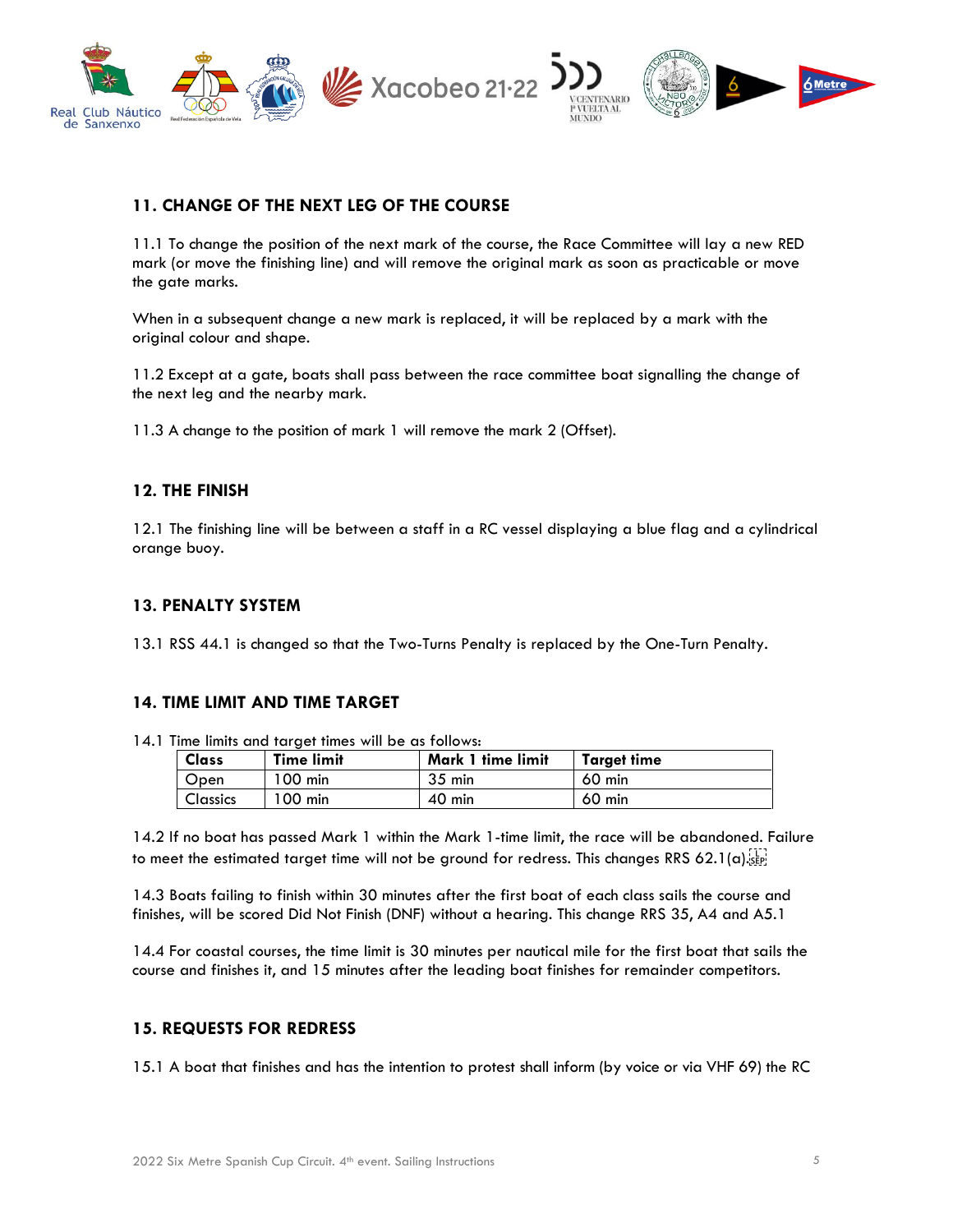## 11. CHANGE OF THE NEXT LEG OF THE COURSE

11.1 To change the position of the next mark of the course, the Race Committee will lay a new RED mark (or move the finishing line) and will remove the original mark as soon as practicable or move the gate marks.

When in a subsequent change a new mark is replaced, it will be replaced by a mark with the original colour and shape.

11.2 Except at a gate, boats shall pass between the race committee boat signalling the change of the next leg and the nearby mark.

11.3 A change to the position of mark 1 will remove the mark 2 (Offset).

## 12. THE FINISH

12.1 The finishing line will be between a staff in a RC vessel displaying a blue flag and a cylindrical orange buoy.

## 13. PENALTY SYSTEM

13.1 RSS 44.1 is changed so that the Two-Turns Penalty is replaced by the One-Turn Penalty.

## 14. TIME LIMIT AND TIME TARGET

14.1 Time limits and target times will be as follows:

| Class | Time limit | Mark 1 time limit | Target time |
|---|---|---|---|
| Open | 100 min | 35 min | 60 min |
| Classics | 100 min | 40 min | 60 min |

14.2 If no boat has passed Mark 1 within the Mark 1-time limit, the race will be abandoned. Failure to meet the estimated target time will not be ground for redress. This changes RRS 62.1(a).

14.3 Boats failing to finish within 30 minutes after the first boat of each class sails the course and finishes, will be scored Did Not Finish (DNF) without a hearing. This change RRS 35, A4 and A5.1

14.4 For coastal courses, the time limit is 30 minutes per nautical mile for the first boat that sails the course and finishes it, and 15 minutes after the leading boat finishes for remainder competitors.

## 15. REQUESTS FOR REDRESS

15.1 A boat that finishes and has the intention to protest shall inform (by voice or via VHF 69) the RC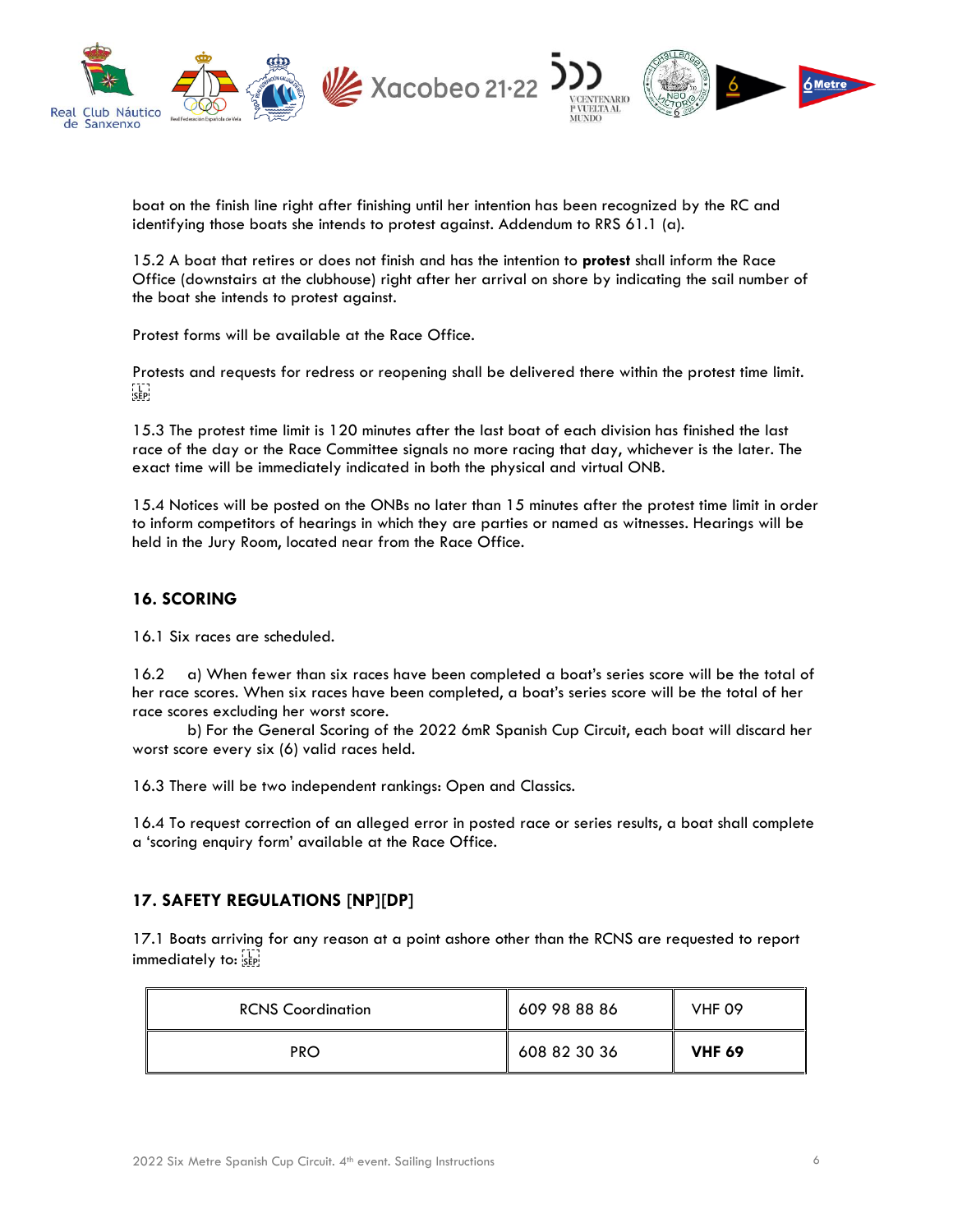boat on the finish line right after finishing until her intention has been recognized by the RC and identifying those boats she intends to protest against. Addendum to RRS 61.1 (a).

15.2 A boat that retires or does not finish and has the intention to **protest** shall inform the Race Office (downstairs at the clubhouse) right after her arrival on shore by indicating the sail number of the boat she intends to protest against.

Protest forms will be available at the Race Office.

Protests and requests for redress or reopening shall be delivered there within the protest time limit.

15.3 The protest time limit is 120 minutes after the last boat of each division has finished the last race of the day or the Race Committee signals no more racing that day, whichever is the later. The exact time will be immediately indicated in both the physical and virtual ONB.

15.4 Notices will be posted on the ONBs no later than 15 minutes after the protest time limit in order to inform competitors of hearings in which they are parties or named as witnesses. Hearings will be held in the Jury Room, located near from the Race Office.

## 16. SCORING

16.1 Six races are scheduled.

16.2 a) When fewer than six races have been completed a boat's series score will be the total of her race scores. When six races have been completed, a boat's series score will be the total of her race scores excluding her worst score.

b) For the General Scoring of the 2022 6mR Spanish Cup Circuit, each boat will discard her worst score every six (6) valid races held.

16.3 There will be two independent rankings: Open and Classics.

16.4 To request correction of an alleged error in posted race or series results, a boat shall complete a 'scoring enquiry form' available at the Race Office.

## 17. SAFETY REGULATIONS [NP][DP]

17.1 Boats arriving for any reason at a point ashore other than the RCNS are requested to report immediately to:

| | | |
|---|---|---|
| RCNS Coordination | 609 98 88 86 | VHF 09 |
| PRO | 608 82 30 36 | **VHF 69** |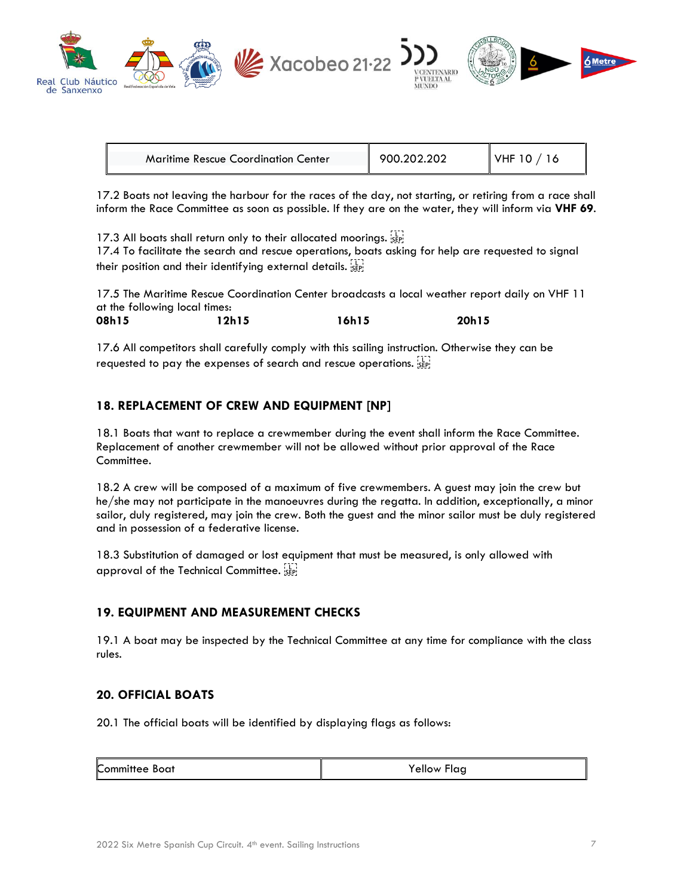| Maritime Rescue Coordination Center | 900.202.202 | VHF 10 / 16 |
|---|---|---|

17.2 Boats not leaving the harbour for the races of the day, not starting, or retiring from a race shall inform the Race Committee as soon as possible. If they are on the water, they will inform via **VHF 69**.

17.3 All boats shall return only to their allocated moorings.
17.4 To facilitate the search and rescue operations, boats asking for help are requested to signal their position and their identifying external details.

17.5 The Maritime Rescue Coordination Center broadcasts a local weather report daily on VHF 11 at the following local times:
**08h15** **12h15** **16h15** **20h15**

17.6 All competitors shall carefully comply with this sailing instruction. Otherwise they can be requested to pay the expenses of search and rescue operations.

## 18. REPLACEMENT OF CREW AND EQUIPMENT [NP]

18.1 Boats that want to replace a crewmember during the event shall inform the Race Committee. Replacement of another crewmember will not be allowed without prior approval of the Race Committee.

18.2 A crew will be composed of a maximum of five crewmembers. A guest may join the crew but he/she may not participate in the manoeuvres during the regatta. In addition, exceptionally, a minor sailor, duly registered, may join the crew. Both the guest and the minor sailor must be duly registered and in possession of a federative license.

18.3 Substitution of damaged or lost equipment that must be measured, is only allowed with approval of the Technical Committee.

## 19. EQUIPMENT AND MEASUREMENT CHECKS

19.1 A boat may be inspected by the Technical Committee at any time for compliance with the class rules.

## 20. OFFICIAL BOATS

20.1 The official boats will be identified by displaying flags as follows:

| Committee Boat | Yellow Flag |
|---|---|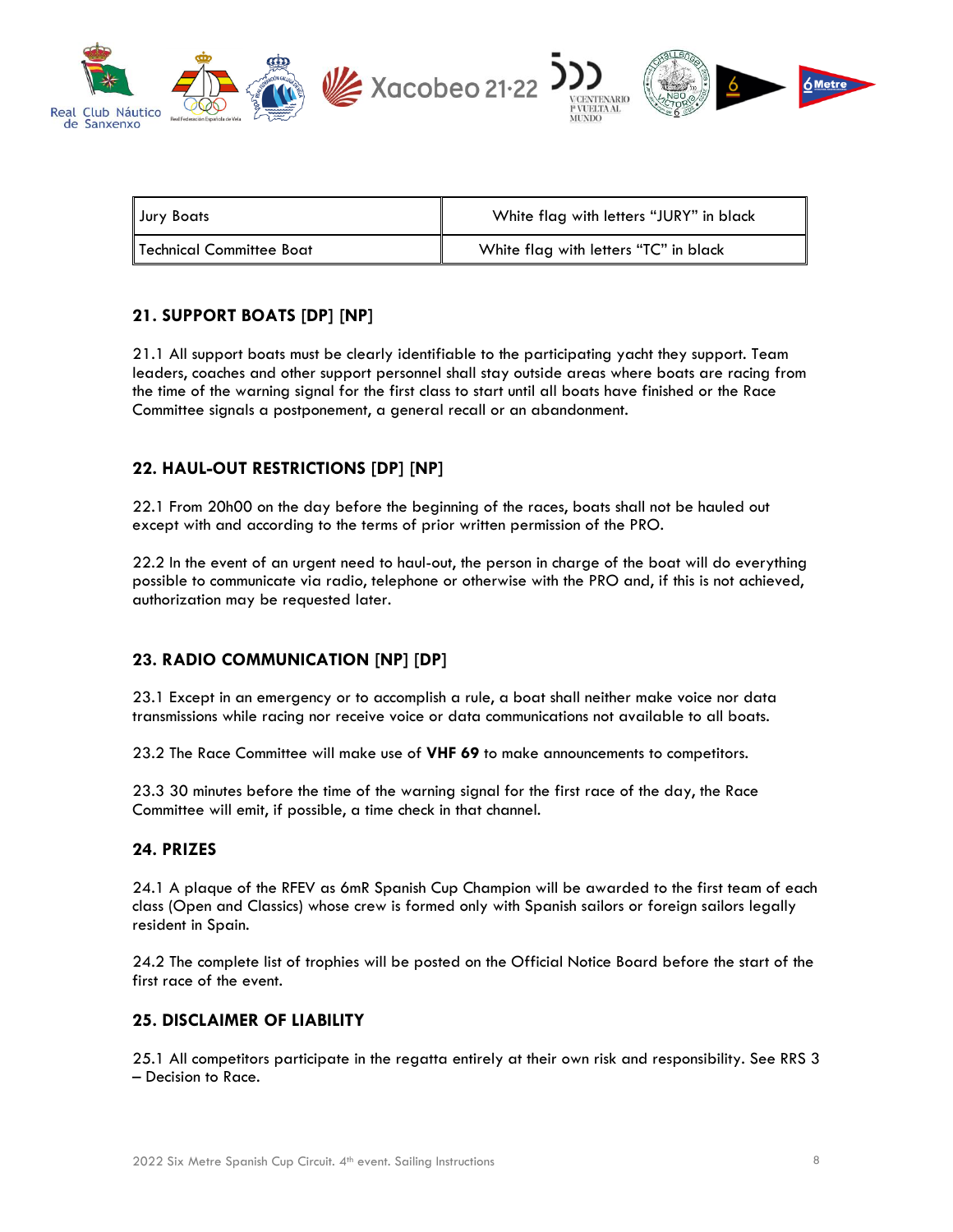| Jury Boats | White flag with letters “JURY” in black |
|---|---|
| Technical Committee Boat | White flag with letters “TC” in black |

## 21. SUPPORT BOATS [DP] [NP]

21.1 All support boats must be clearly identifiable to the participating yacht they support. Team leaders, coaches and other support personnel shall stay outside areas where boats are racing from the time of the warning signal for the first class to start until all boats have finished or the Race Committee signals a postponement, a general recall or an abandonment.

## 22. HAUL-OUT RESTRICTIONS [DP] [NP]

22.1 From 20h00 on the day before the beginning of the races, boats shall not be hauled out except with and according to the terms of prior written permission of the PRO.

22.2 In the event of an urgent need to haul-out, the person in charge of the boat will do everything possible to communicate via radio, telephone or otherwise with the PRO and, if this is not achieved, authorization may be requested later.

## 23. RADIO COMMUNICATION [NP] [DP]

23.1 Except in an emergency or to accomplish a rule, a boat shall neither make voice nor data transmissions while racing nor receive voice or data communications not available to all boats.

23.2 The Race Committee will make use of **VHF 69** to make announcements to competitors.

23.3 30 minutes before the time of the warning signal for the first race of the day, the Race Committee will emit, if possible, a time check in that channel.

## 24. PRIZES

24.1 A plaque of the RFEV as 6mR Spanish Cup Champion will be awarded to the first team of each class (Open and Classics) whose crew is formed only with Spanish sailors or foreign sailors legally resident in Spain.

24.2 The complete list of trophies will be posted on the Official Notice Board before the start of the first race of the event.

## 25. DISCLAIMER OF LIABILITY

25.1 All competitors participate in the regatta entirely at their own risk and responsibility. See RRS 3 – Decision to Race.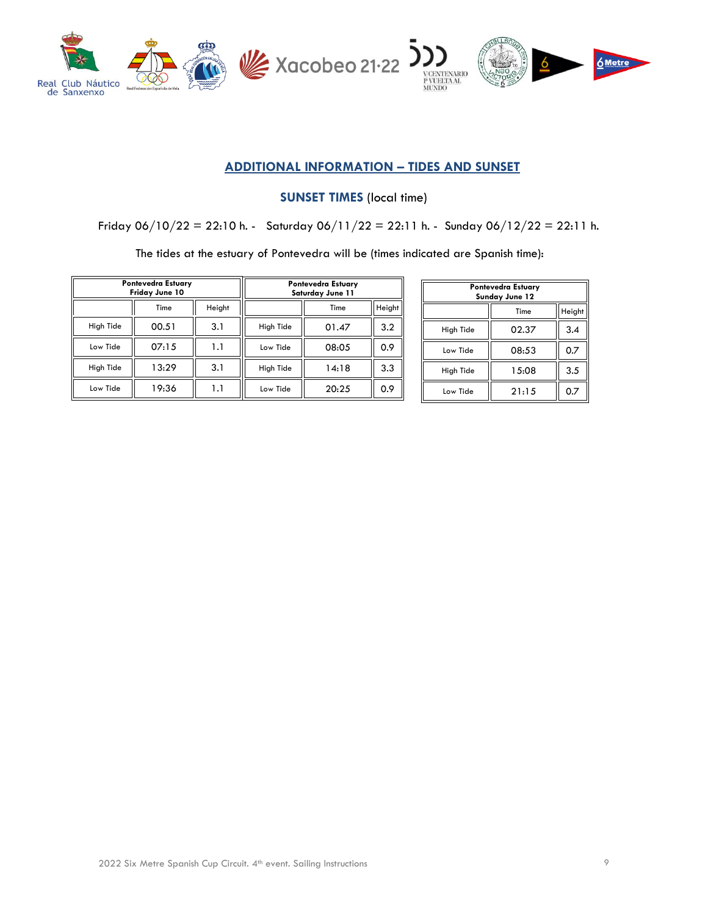## ADDITIONAL INFORMATION – TIDES AND SUNSET

### SUNSET TIMES (local time)

Friday 06/10/22 = 22:10 h. - Saturday 06/11/22 = 22:11 h. - Sunday 06/12/22 = 22:11 h.

The tides at the estuary of Pontevedra will be (times indicated are Spanish time):

| Pontevedra Estuary Friday June 10 | | |
|---|---|---|
| | Time | Height |
| High Tide | 00.51 | 3.1 |
| Low Tide | 07:15 | 1.1 |
| High Tide | 13:29 | 3.1 |
| Low Tide | 19:36 | 1.1 |

| Pontevedra Estuary Saturday June 11 | | |
|---|---|---|
| | Time | Height |
| High Tide | 01.47 | 3.2 |
| Low Tide | 08:05 | 0.9 |
| High Tide | 14:18 | 3.3 |
| Low Tide | 20:25 | 0.9 |

| Pontevedra Estuary Sunday June 12 | | |
|---|---|---|
| | Time | Height |
| High Tide | 02.37 | 3.4 |
| Low Tide | 08:53 | 0.7 |
| High Tide | 15:08 | 3.5 |
| Low Tide | 21:15 | 0.7 |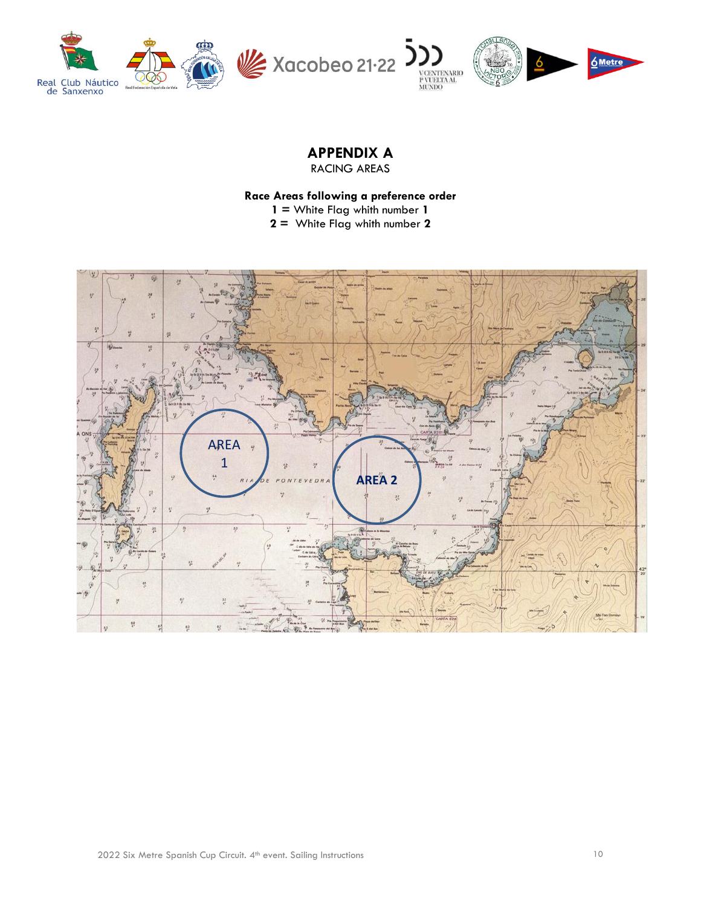# APPENDIX A

RACING AREAS

**Race Areas following a preference order**

**1 =** White Flag whith number **1**

**2 =** White Flag whith number **2**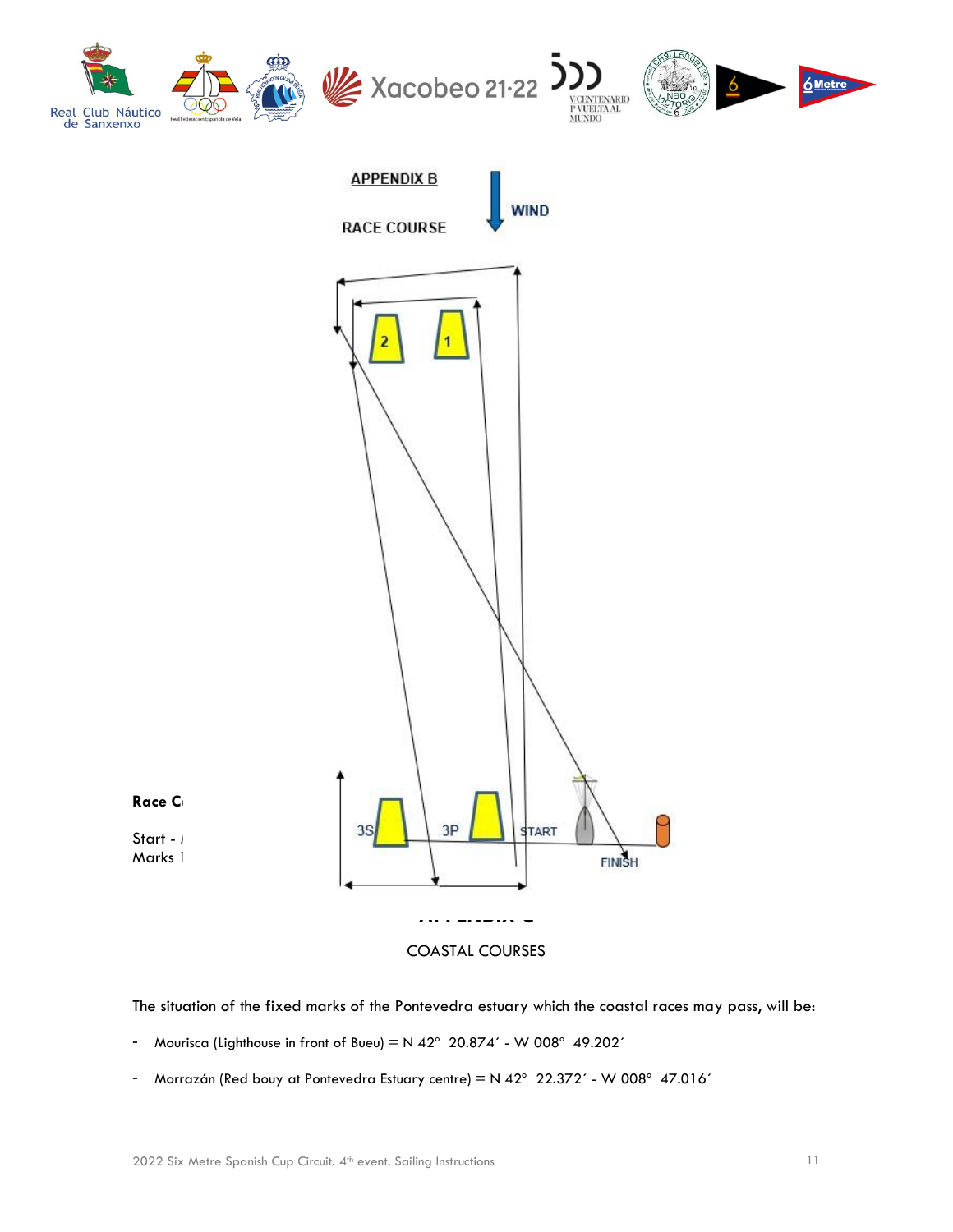## APPENDIX B

RACE COURSE

WIND

2 1

3S 3P START

FINISH

**Race C**

Start - /
Marks 1

## COASTAL COURSES

The situation of the fixed marks of the Pontevedra estuary which the coastal races may pass, will be:

- Mourisca (Lighthouse in front of Bueu) = N 42° 20.874´ - W 008° 49.202´
- Morrazán (Red bouy at Pontevedra Estuary centre) = N 42° 22.372´ - W 008° 47.016´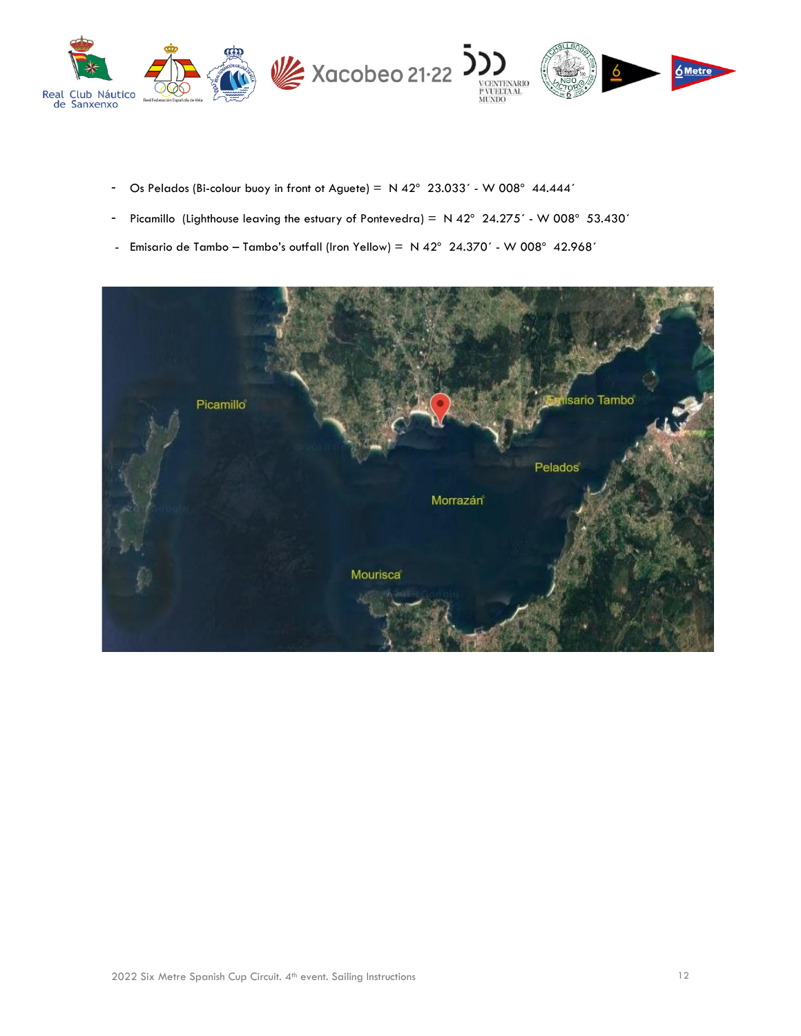- Os Pelados (Bi-colour buoy in front ot Aguete) = N 42° 23.033´ - W 008° 44.444´
- Picamillo (Lighthouse leaving the estuary of Pontevedra) = N 42° 24.275´ - W 008° 53.430´
- Emisario de Tambo – Tambo's outfall (Iron Yellow) = N 42° 24.370´ - W 008° 42.968´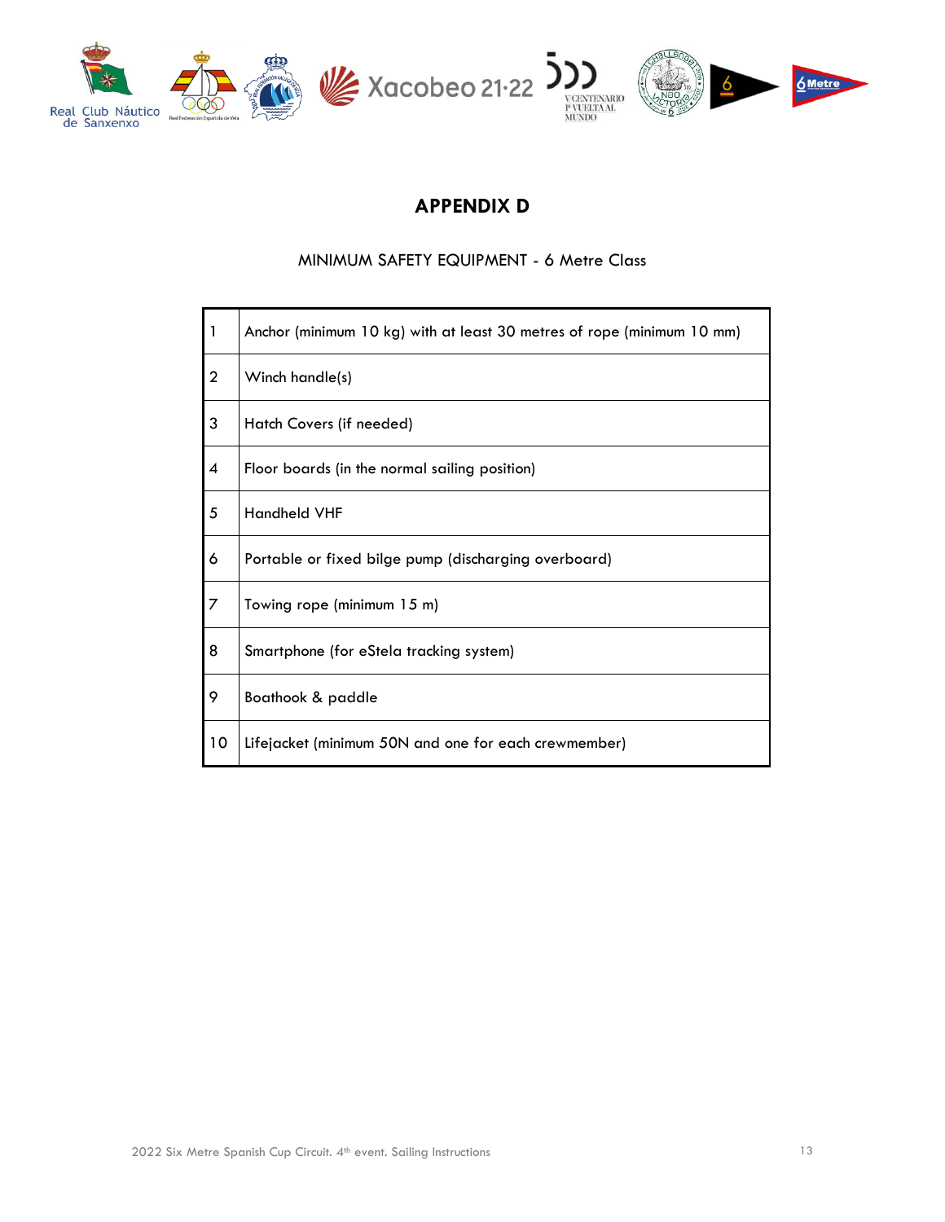# APPENDIX D

MINIMUM SAFETY EQUIPMENT - 6 Metre Class

| | |
|---|---|
| 1 | Anchor (minimum 10 kg) with at least 30 metres of rope (minimum 10 mm) |
| 2 | Winch handle(s) |
| 3 | Hatch Covers (if needed) |
| 4 | Floor boards (in the normal sailing position) |
| 5 | Handheld VHF |
| 6 | Portable or fixed bilge pump (discharging overboard) |
| 7 | Towing rope (minimum 15 m) |
| 8 | Smartphone (for eStela tracking system) |
| 9 | Boathook & paddle |
| 10 | Lifejacket (minimum 50N and one for each crewmember) |